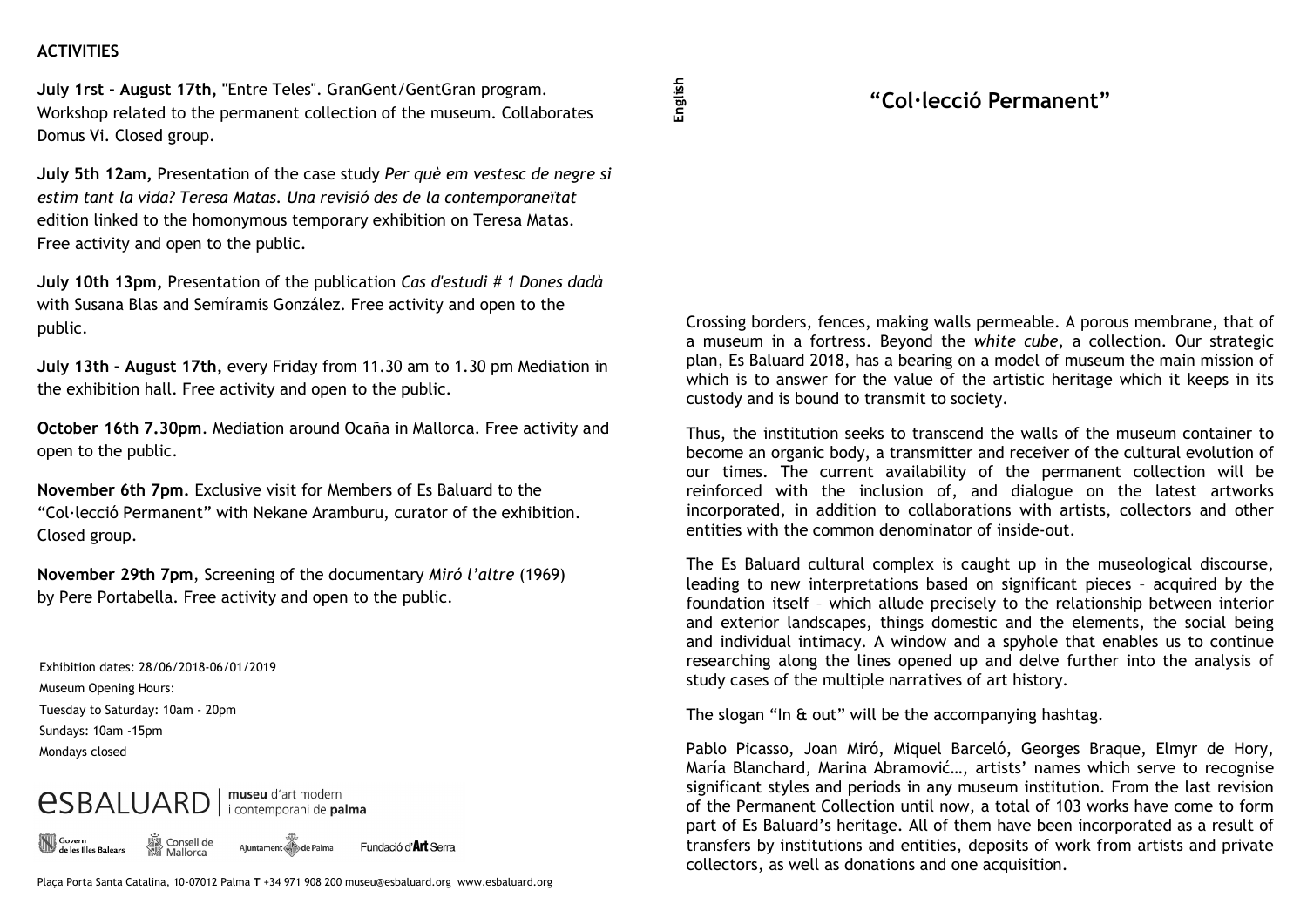**ACTIVITIES**

**July 1rst - August 17th,** "Entre Teles". GranGent/GentGran program. Workshop related to the permanent collection of the museum. Collaborates Domus Vi. Closed group.

**July 5th 12am,** Presentation of the case study *Per què em vestesc de negre si estim tant la vida? Teresa Matas. Una revisió des de la contemporaneïtat* edition linked to the homonymous temporary exhibition on Teresa Matas. Free activity and open to the public.

**July 10th 13pm,** Presentation of the publication *Cas d'estudi # 1 Dones dadà* with Susana Blas and Semíramis González. Free activity and open to the public.

**July 13th – August 17th,** every Friday from 11.30 am to 1.30 pm Mediation in the exhibition hall. Free activity and open to the public.

**October 16th 7.30pm**. Mediation around Ocaña in Mallorca. Free activity and open to the public.

**November 6th 7pm.** Exclusive visit for Members of Es Baluard to the "Col·lecció Permanent" with Nekane Aramburu, curator of the exhibition. Closed group.

**November 29th 7pm**, Screening of the documentary *Miró l'altre* (1969) by Pere Portabella. Free activity and open to the public.

Exhibition dates: 28/06/2018-06/01/2019
Museum Opening Hours:
Tuesday to Saturday: 10am - 20pm
Sundays: 10am -15pm
Mondays closed

esBALUARD | **museu** d'art modern i contemporani de **palma**

Govern de les Illes Balears · Consell de Mallorca · Ajuntament de Palma · Fundació d'**Art** Serra

Plaça Porta Santa Catalina, 10-07012 Palma **T** +34 971 908 200 museu@esbaluard.org www.esbaluard.org

**English**

## "Col·lecció Permanent"

Crossing borders, fences, making walls permeable. A porous membrane, that of a museum in a fortress. Beyond the *white cube*, a collection. Our strategic plan, Es Baluard 2018, has a bearing on a model of museum the main mission of which is to answer for the value of the artistic heritage which it keeps in its custody and is bound to transmit to society.

Thus, the institution seeks to transcend the walls of the museum container to become an organic body, a transmitter and receiver of the cultural evolution of our times. The current availability of the permanent collection will be reinforced with the inclusion of, and dialogue on the latest artworks incorporated, in addition to collaborations with artists, collectors and other entities with the common denominator of inside-out.

The Es Baluard cultural complex is caught up in the museological discourse, leading to new interpretations based on significant pieces – acquired by the foundation itself – which allude precisely to the relationship between interior and exterior landscapes, things domestic and the elements, the social being and individual intimacy. A window and a spyhole that enables us to continue researching along the lines opened up and delve further into the analysis of study cases of the multiple narratives of art history.

The slogan "In & out" will be the accompanying hashtag.

Pablo Picasso, Joan Miró, Miquel Barceló, Georges Braque, Elmyr de Hory, María Blanchard, Marina Abramović…, artists' names which serve to recognise significant styles and periods in any museum institution. From the last revision of the Permanent Collection until now, a total of 103 works have come to form part of Es Baluard's heritage. All of them have been incorporated as a result of transfers by institutions and entities, deposits of work from artists and private collectors, as well as donations and one acquisition.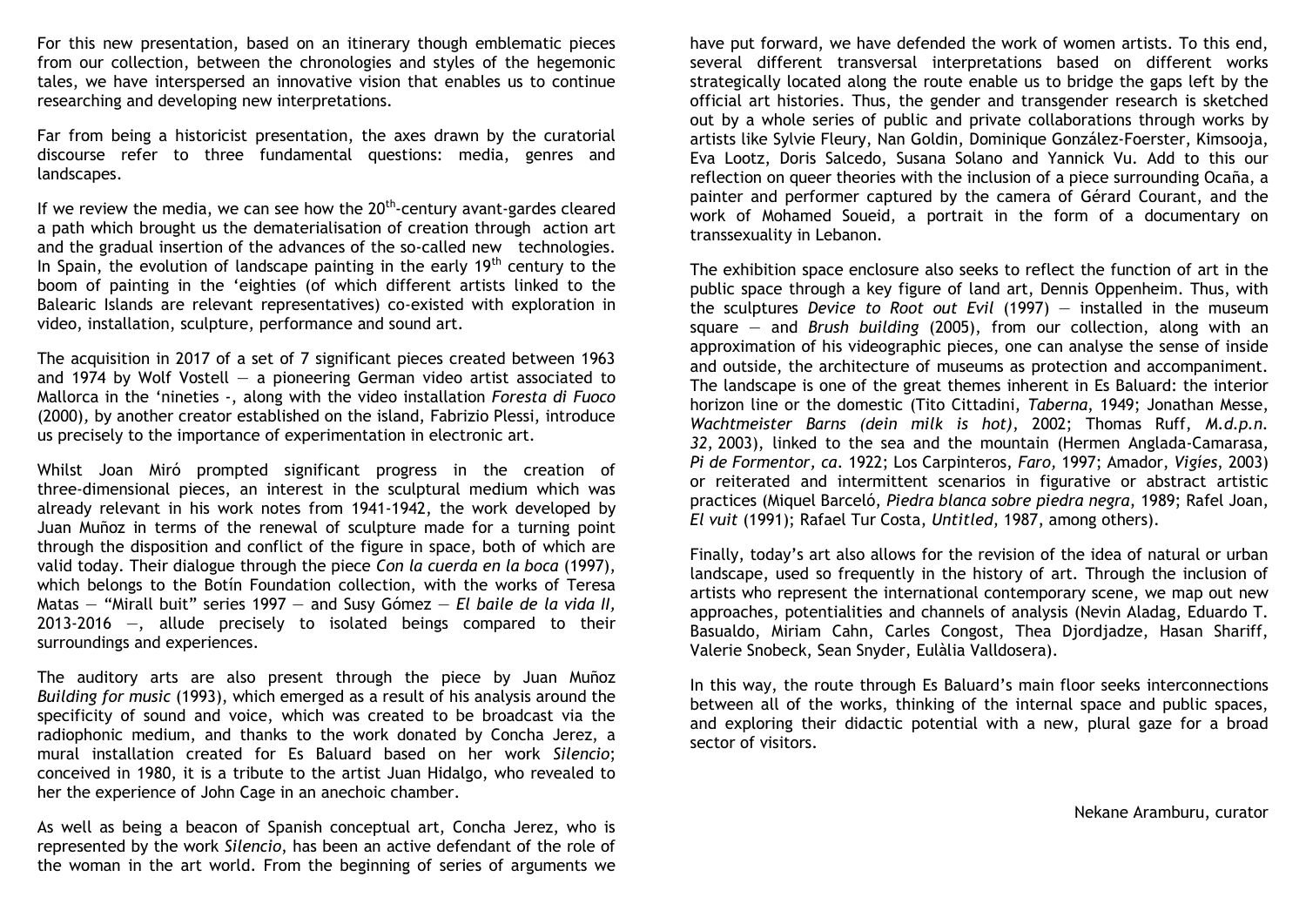For this new presentation, based on an itinerary though emblematic pieces from our collection, between the chronologies and styles of the hegemonic tales, we have interspersed an innovative vision that enables us to continue researching and developing new interpretations.

Far from being a historicist presentation, the axes drawn by the curatorial discourse refer to three fundamental questions: media, genres and landscapes.

If we review the media, we can see how the 20th-century avant-gardes cleared a path which brought us the dematerialisation of creation through action art and the gradual insertion of the advances of the so-called new technologies. In Spain, the evolution of landscape painting in the early 19th century to the boom of painting in the 'eighties (of which different artists linked to the Balearic Islands are relevant representatives) co-existed with exploration in video, installation, sculpture, performance and sound art.

The acquisition in 2017 of a set of 7 significant pieces created between 1963 and 1974 by Wolf Vostell — a pioneering German video artist associated to Mallorca in the 'nineties -, along with the video installation *Foresta di Fuoco* (2000), by another creator established on the island, Fabrizio Plessi, introduce us precisely to the importance of experimentation in electronic art.

Whilst Joan Miró prompted significant progress in the creation of three-dimensional pieces, an interest in the sculptural medium which was already relevant in his work notes from 1941-1942, the work developed by Juan Muñoz in terms of the renewal of sculpture made for a turning point through the disposition and conflict of the figure in space, both of which are valid today. Their dialogue through the piece *Con la cuerda en la boca* (1997), which belongs to the Botín Foundation collection, with the works of Teresa Matas — "Mirall buit" series 1997 — and Susy Gómez — *El baile de la vida II*, 2013-2016 —, allude precisely to isolated beings compared to their surroundings and experiences.

The auditory arts are also present through the piece by Juan Muñoz *Building for music* (1993), which emerged as a result of his analysis around the specificity of sound and voice, which was created to be broadcast via the radiophonic medium, and thanks to the work donated by Concha Jerez, a mural installation created for Es Baluard based on her work *Silencio*; conceived in 1980, it is a tribute to the artist Juan Hidalgo, who revealed to her the experience of John Cage in an anechoic chamber.

As well as being a beacon of Spanish conceptual art, Concha Jerez, who is represented by the work *Silencio*, has been an active defendant of the role of the woman in the art world. From the beginning of series of arguments we have put forward, we have defended the work of women artists. To this end, several different transversal interpretations based on different works strategically located along the route enable us to bridge the gaps left by the official art histories. Thus, the gender and transgender research is sketched out by a whole series of public and private collaborations through works by artists like Sylvie Fleury, Nan Goldin, Dominique González-Foerster, Kimsooja, Eva Lootz, Doris Salcedo, Susana Solano and Yannick Vu. Add to this our reflection on queer theories with the inclusion of a piece surrounding Ocaña, a painter and performer captured by the camera of Gérard Courant, and the work of Mohamed Soueid, a portrait in the form of a documentary on transsexuality in Lebanon.

The exhibition space enclosure also seeks to reflect the function of art in the public space through a key figure of land art, Dennis Oppenheim. Thus, with the sculptures *Device to Root out Evil* (1997) — installed in the museum square — and *Brush building* (2005), from our collection, along with an approximation of his videographic pieces, one can analyse the sense of inside and outside, the architecture of museums as protection and accompaniment. The landscape is one of the great themes inherent in Es Baluard: the interior horizon line or the domestic (Tito Cittadini, *Taberna*, 1949; Jonathan Messe, *Wachtmeister Barns (dein milk is hot)*, 2002; Thomas Ruff, *M.d.p.n. 32*, 2003), linked to the sea and the mountain (Hermen Anglada-Camarasa, *Pi de Formentor, ca*. 1922; Los Carpinteros, *Faro,* 1997; Amador, *Vigíes*, 2003) or reiterated and intermittent scenarios in figurative or abstract artistic practices (Miquel Barceló, *Piedra blanca sobre piedra negra*, 1989; Rafel Joan, *El vuit* (1991); Rafael Tur Costa, *Untitled*, 1987, among others).

Finally, today's art also allows for the revision of the idea of natural or urban landscape, used so frequently in the history of art. Through the inclusion of artists who represent the international contemporary scene, we map out new approaches, potentialities and channels of analysis (Nevin Aladag, Eduardo T. Basualdo, Miriam Cahn, Carles Congost, Thea Djordjadze, Hasan Shariff, Valerie Snobeck, Sean Snyder, Eulàlia Valldosera).

In this way, the route through Es Baluard's main floor seeks interconnections between all of the works, thinking of the internal space and public spaces, and exploring their didactic potential with a new, plural gaze for a broad sector of visitors.

Nekane Aramburu, curator